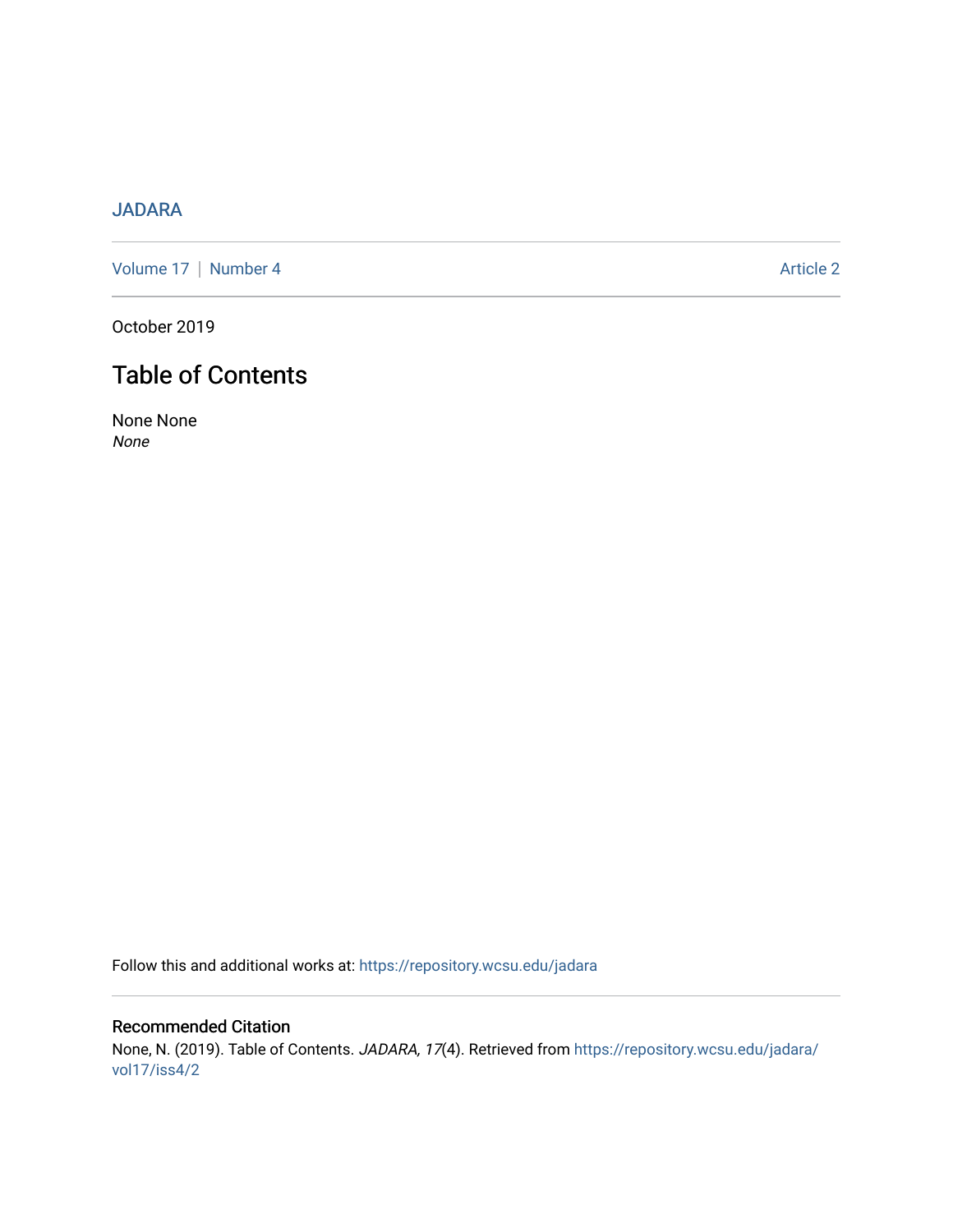JADARA

Volume 17 | Number 4 | Article 2

October 2019

# Table of Contents

None None
*None*

Follow this and additional works at: https://repository.wcsu.edu/jadara

## Recommended Citation

None, N. (2019). Table of Contents. *JADARA, 17*(4). Retrieved from https://repository.wcsu.edu/jadara/vol17/iss4/2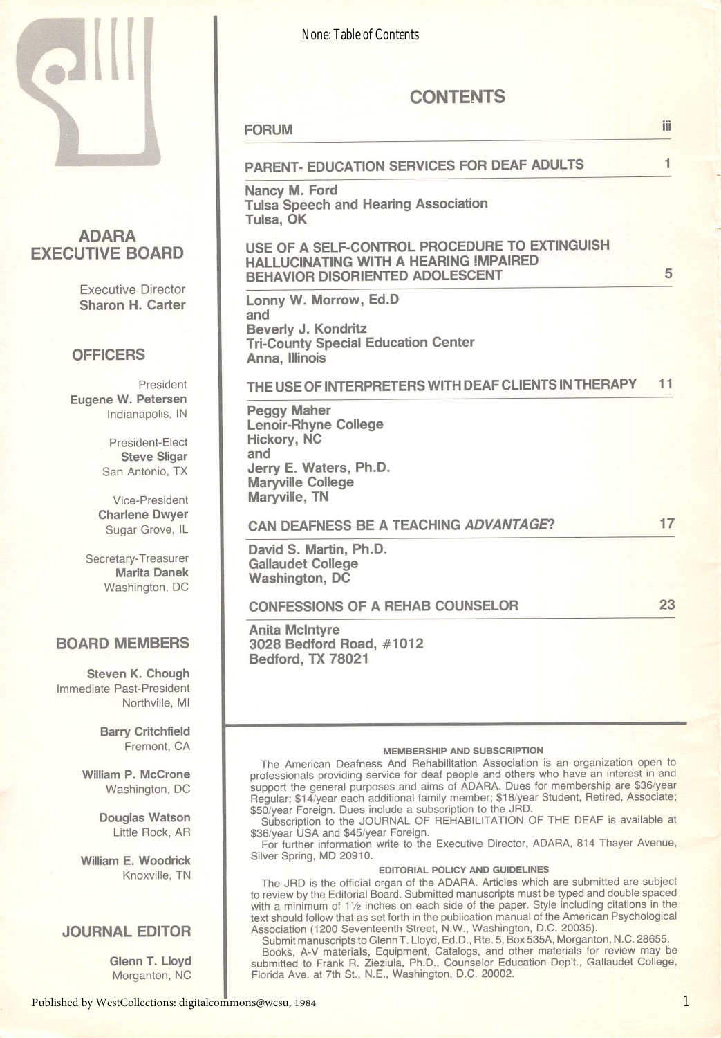# CONTENTS

| | |
|---|---|
| FORUM | iii |
| PARENT- EDUCATION SERVICES FOR DEAF ADULTS | 1 |
| Nancy M. Ford<br>Tulsa Speech and Hearing Association<br>Tulsa, OK | |
| USE OF A SELF-CONTROL PROCEDURE TO EXTINGUISH HALLUCINATING WITH A HEARING IMPAIRED BEHAVIOR DISORIENTED ADOLESCENT | 5 |
| Lonny W. Morrow, Ed.D<br>and<br>Beverly J. Kondritz<br>Tri-County Special Education Center<br>Anna, Illinois | |
| THE USE OF INTERPRETERS WITH DEAF CLIENTS IN THERAPY | 11 |
| Peggy Maher<br>Lenoir-Rhyne College<br>Hickory, NC<br>and<br>Jerry E. Waters, Ph.D.<br>Maryville College<br>Maryville, TN | |
| CAN DEAFNESS BE A TEACHING *ADVANTAGE*? | 17 |
| David S. Martin, Ph.D.<br>Gallaudet College<br>Washington, DC | |
| CONFESSIONS OF A REHAB COUNSELOR | 23 |
| Anita McIntyre<br>3028 Bedford Road, #1012<br>Bedford, TX 78021 | |

## ADARA EXECUTIVE BOARD

Executive Director
**Sharon H. Carter**

### OFFICERS

President
**Eugene W. Petersen**
Indianapolis, IN

President-Elect
**Steve Sligar**
San Antonio, TX

Vice-President
**Charlene Dwyer**
Sugar Grove, IL

Secretary-Treasurer
**Marita Danek**
Washington, DC

### BOARD MEMBERS

**Steven K. Chough**
Immediate Past-President
Northville, MI

**Barry Critchfield**
Fremont, CA

**William P. McCrone**
Washington, DC

**Douglas Watson**
Little Rock, AR

**William E. Woodrick**
Knoxville, TN

### JOURNAL EDITOR

**Glenn T. Lloyd**
Morganton, NC

#### MEMBERSHIP AND SUBSCRIPTION

The American Deafness And Rehabilitation Association is an organization open to professionals providing service for deaf people and others who have an interest in and support the general purposes and aims of ADARA. Dues for membership are $36/year Regular; $14/year each additional family member; $18/year Student, Retired, Associate; $50/year Foreign. Dues include a subscription to the JRD.

Subscription to the JOURNAL OF REHABILITATION OF THE DEAF is available at $36/year USA and $45/year Foreign.

For further information write to the Executive Director, ADARA, 814 Thayer Avenue, Silver Spring, MD 20910.

#### EDITORIAL POLICY AND GUIDELINES

The JRD is the official organ of the ADARA. Articles which are submitted are subject to review by the Editorial Board. Submitted manuscripts must be typed and double spaced with a minimum of 1½ inches on each side of the paper. Style including citations in the text should follow that as set forth in the publication manual of the American Psychological Association (1200 Seventeenth Street, N.W., Washington, D.C. 20035).

Submit manuscripts to Glenn T. Lloyd, Ed.D., Rte. 5, Box 535A, Morganton, N.C. 28655.

Books, A-V materials, Equipment, Catalogs, and other materials for review may be submitted to Frank R. Zieziula, Ph.D., Counselor Education Dep't., Gallaudet College, Florida Ave. at 7th St., N.E., Washington, D.C. 20002.